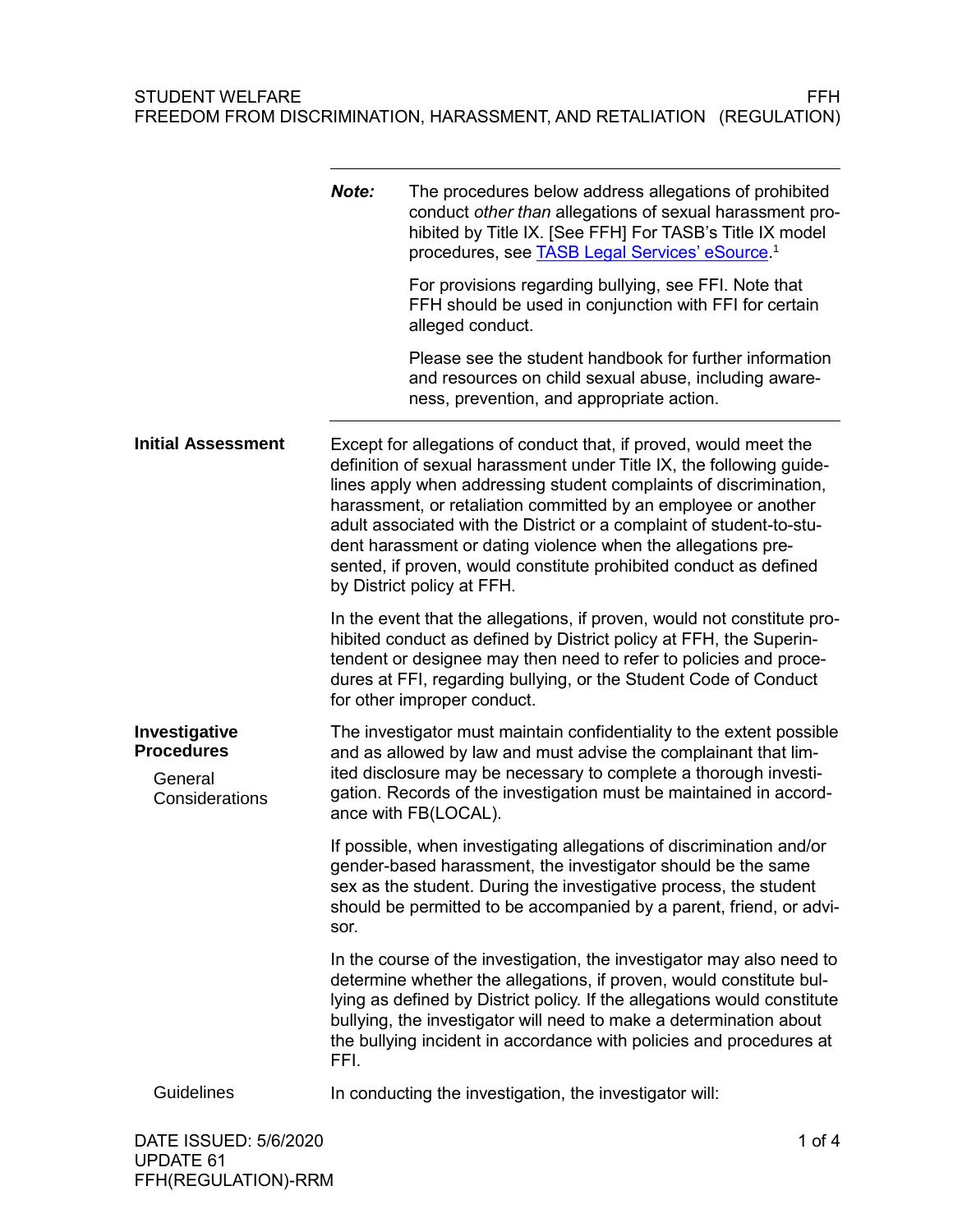# STUDENT WELFARE — FFH
## FREEDOM FROM DISCRIMINATION, HARASSMENT, AND RETALIATION (REGULATION)

---

***Note:*** The procedures below address allegations of prohibited conduct *other than* allegations of sexual harassment prohibited by Title IX. [See FFH] For TASB's Title IX model procedures, see TASB Legal Services' eSource.[1]

For provisions regarding bullying, see FFI. Note that FFH should be used in conjunction with FFI for certain alleged conduct.

Please see the student handbook for further information and resources on child sexual abuse, including awareness, prevention, and appropriate action.

---

### Initial Assessment

Except for allegations of conduct that, if proved, would meet the definition of sexual harassment under Title IX, the following guidelines apply when addressing student complaints of discrimination, harassment, or retaliation committed by an employee or another adult associated with the District or a complaint of student-to-student harassment or dating violence when the allegations presented, if proven, would constitute prohibited conduct as defined by District policy at FFH.

In the event that the allegations, if proven, would not constitute prohibited conduct as defined by District policy at FFH, the Superintendent or designee may then need to refer to policies and procedures at FFI, regarding bullying, or the Student Code of Conduct for other improper conduct.

### Investigative Procedures

#### General Considerations

The investigator must maintain confidentiality to the extent possible and as allowed by law and must advise the complainant that limited disclosure may be necessary to complete a thorough investigation. Records of the investigation must be maintained in accordance with FB(LOCAL).

If possible, when investigating allegations of discrimination and/or gender-based harassment, the investigator should be the same sex as the student. During the investigative process, the student should be permitted to be accompanied by a parent, friend, or advisor.

In the course of the investigation, the investigator may also need to determine whether the allegations, if proven, would constitute bullying as defined by District policy. If the allegations would constitute bullying, the investigator will need to make a determination about the bullying incident in accordance with policies and procedures at FFI.

#### Guidelines

In conducting the investigation, the investigator will: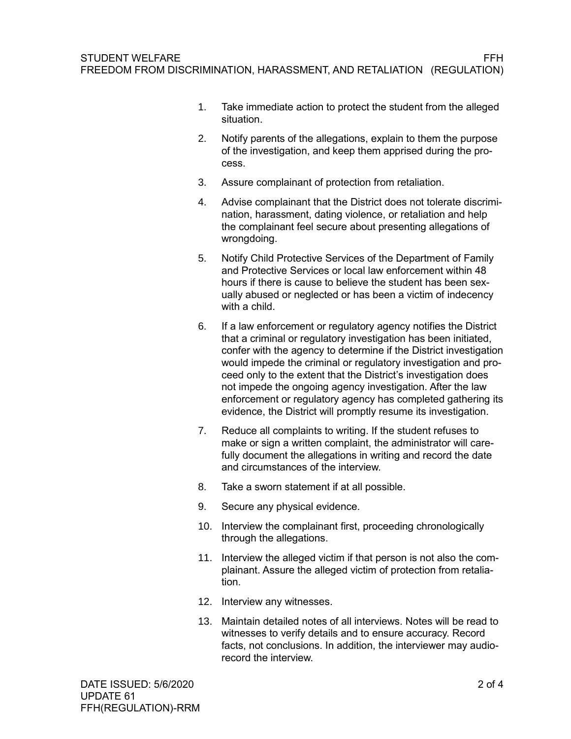1. Take immediate action to protect the student from the alleged situation.
2. Notify parents of the allegations, explain to them the purpose of the investigation, and keep them apprised during the process.
3. Assure complainant of protection from retaliation.
4. Advise complainant that the District does not tolerate discrimination, harassment, dating violence, or retaliation and help the complainant feel secure about presenting allegations of wrongdoing.
5. Notify Child Protective Services of the Department of Family and Protective Services or local law enforcement within 48 hours if there is cause to believe the student has been sexually abused or neglected or has been a victim of indecency with a child.
6. If a law enforcement or regulatory agency notifies the District that a criminal or regulatory investigation has been initiated, confer with the agency to determine if the District investigation would impede the criminal or regulatory investigation and proceed only to the extent that the District's investigation does not impede the ongoing agency investigation. After the law enforcement or regulatory agency has completed gathering its evidence, the District will promptly resume its investigation.
7. Reduce all complaints to writing. If the student refuses to make or sign a written complaint, the administrator will carefully document the allegations in writing and record the date and circumstances of the interview.
8. Take a sworn statement if at all possible.
9. Secure any physical evidence.
10. Interview the complainant first, proceeding chronologically through the allegations.
11. Interview the alleged victim if that person is not also the complainant. Assure the alleged victim of protection from retaliation.
12. Interview any witnesses.
13. Maintain detailed notes of all interviews. Notes will be read to witnesses to verify details and to ensure accuracy. Record facts, not conclusions. In addition, the interviewer may audio-record the interview.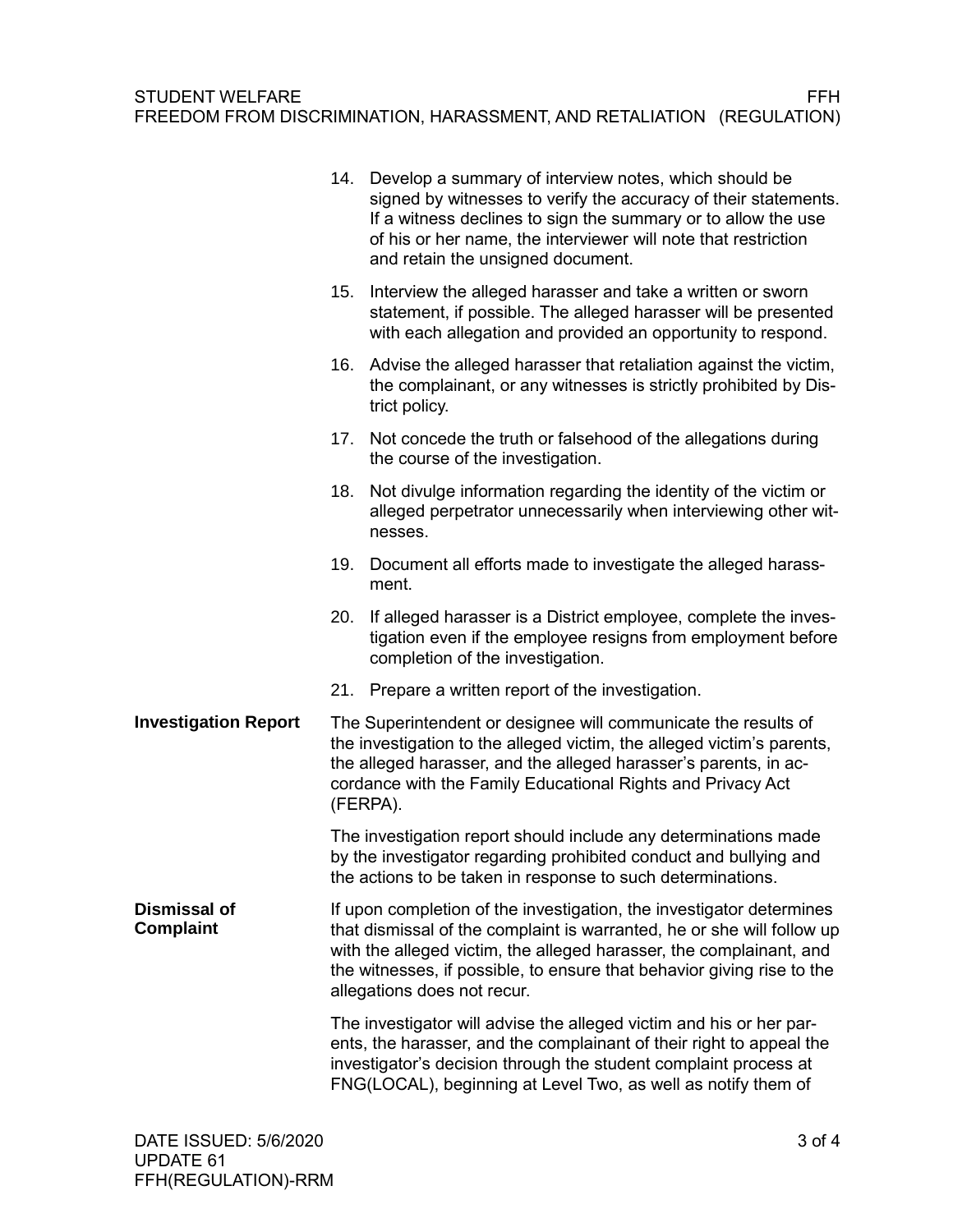14. Develop a summary of interview notes, which should be signed by witnesses to verify the accuracy of their statements. If a witness declines to sign the summary or to allow the use of his or her name, the interviewer will note that restriction and retain the unsigned document.
15. Interview the alleged harasser and take a written or sworn statement, if possible. The alleged harasser will be presented with each allegation and provided an opportunity to respond.
16. Advise the alleged harasser that retaliation against the victim, the complainant, or any witnesses is strictly prohibited by District policy.
17. Not concede the truth or falsehood of the allegations during the course of the investigation.
18. Not divulge information regarding the identity of the victim or alleged perpetrator unnecessarily when interviewing other witnesses.
19. Document all efforts made to investigate the alleged harassment.
20. If alleged harasser is a District employee, complete the investigation even if the employee resigns from employment before completion of the investigation.
21. Prepare a written report of the investigation.

**Investigation Report**

The Superintendent or designee will communicate the results of the investigation to the alleged victim, the alleged victim's parents, the alleged harasser, and the alleged harasser's parents, in accordance with the Family Educational Rights and Privacy Act (FERPA).

The investigation report should include any determinations made by the investigator regarding prohibited conduct and bullying and the actions to be taken in response to such determinations.

**Dismissal of Complaint**

If upon completion of the investigation, the investigator determines that dismissal of the complaint is warranted, he or she will follow up with the alleged victim, the alleged harasser, the complainant, and the witnesses, if possible, to ensure that behavior giving rise to the allegations does not recur.

The investigator will advise the alleged victim and his or her parents, the harasser, and the complainant of their right to appeal the investigator's decision through the student complaint process at FNG(LOCAL), beginning at Level Two, as well as notify them of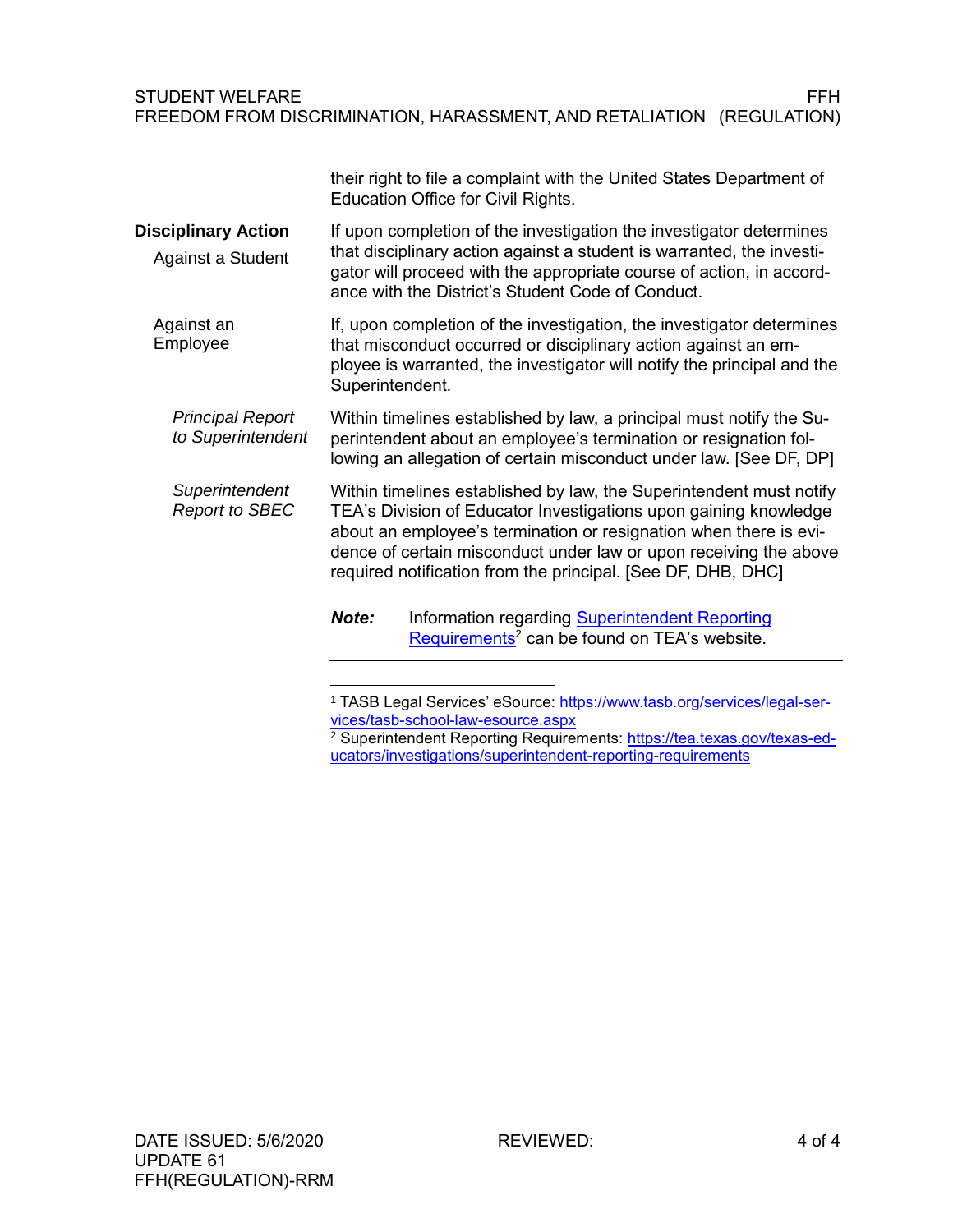their right to file a complaint with the United States Department of Education Office for Civil Rights.

## Disciplinary Action

### Against a Student

If upon completion of the investigation the investigator determines that disciplinary action against a student is warranted, the investigator will proceed with the appropriate course of action, in accordance with the District's Student Code of Conduct.

### Against an Employee

If, upon completion of the investigation, the investigator determines that misconduct occurred or disciplinary action against an employee is warranted, the investigator will notify the principal and the Superintendent.

#### *Principal Report to Superintendent*

Within timelines established by law, a principal must notify the Superintendent about an employee's termination or resignation following an allegation of certain misconduct under law. [See DF, DP]

#### *Superintendent Report to SBEC*

Within timelines established by law, the Superintendent must notify TEA's Division of Educator Investigations upon gaining knowledge about an employee's termination or resignation when there is evidence of certain misconduct under law or upon receiving the above required notification from the principal. [See DF, DHB, DHC]

---

***Note:*** Information regarding [Superintendent Reporting Requirements](https://tea.texas.gov/texas-educators/investigations/superintendent-reporting-requirements)[2] can be found on TEA's website.

---

[1] TASB Legal Services' eSource: https://www.tasb.org/services/legal-services/tasb-school-law-esource.aspx

[2] Superintendent Reporting Requirements: https://tea.texas.gov/texas-educators/investigations/superintendent-reporting-requirements

DATE ISSUED: 5/6/2020
UPDATE 61
FFH(REGULATION)-RRM

REVIEWED: